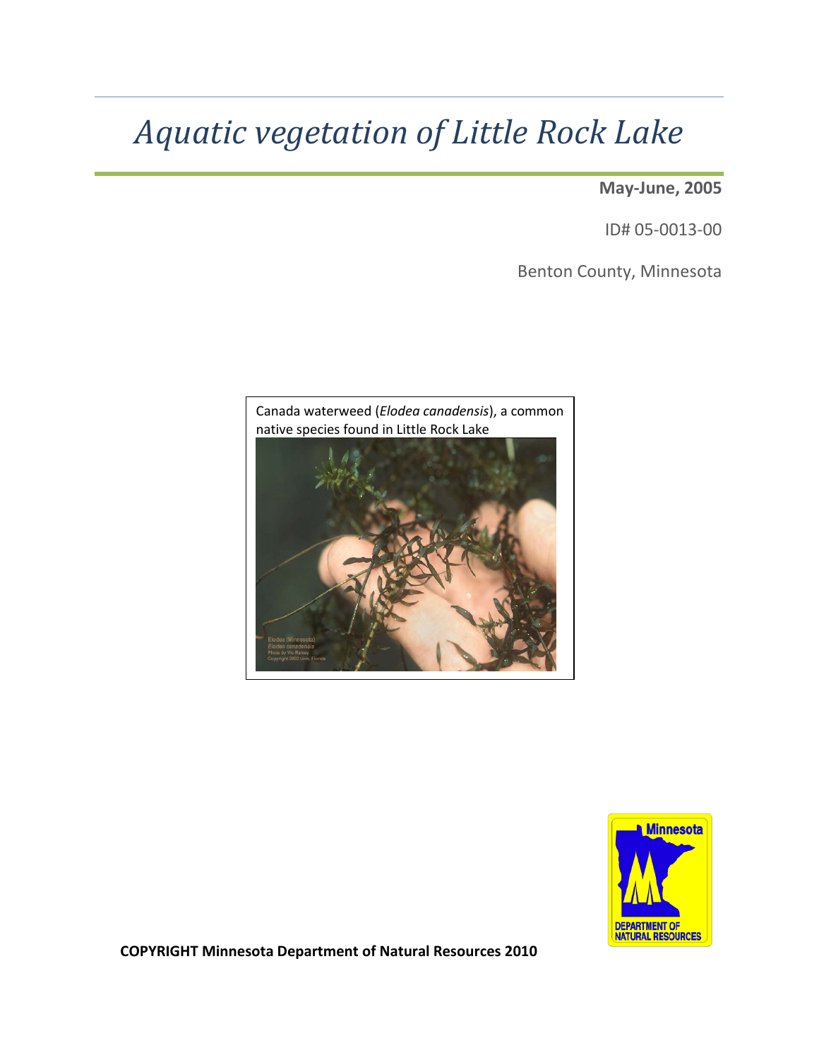# *Aquatic vegetation of Little Rock Lake*

**May-June, 2005**

ID# 05-0013-00

Benton County, Minnesota

Canada waterweed (*Elodea canadensis*), a common native species found in Little Rock Lake

**COPYRIGHT Minnesota Department of Natural Resources 2010**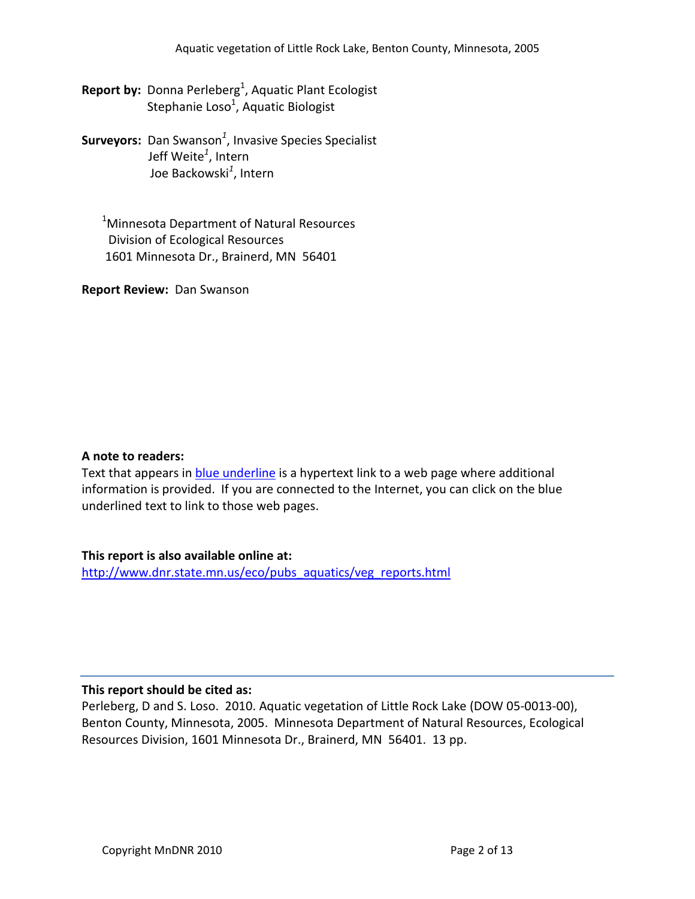**Report by:** Donna Perleberg[1], Aquatic Plant Ecologist
Stephanie Loso[1], Aquatic Biologist

**Surveyors:** Dan Swanson[1], Invasive Species Specialist
Jeff Weite[1], Intern
Joe Backowski[1], Intern

[1]Minnesota Department of Natural Resources
Division of Ecological Resources
1601 Minnesota Dr., Brainerd, MN 56401

**Report Review:** Dan Swanson

**A note to readers:**
Text that appears in blue underline is a hypertext link to a web page where additional information is provided. If you are connected to the Internet, you can click on the blue underlined text to link to those web pages.

**This report is also available online at:**
http://www.dnr.state.mn.us/eco/pubs_aquatics/veg_reports.html

**This report should be cited as:**
Perleberg, D and S. Loso. 2010. Aquatic vegetation of Little Rock Lake (DOW 05-0013-00), Benton County, Minnesota, 2005. Minnesota Department of Natural Resources, Ecological Resources Division, 1601 Minnesota Dr., Brainerd, MN 56401. 13 pp.

Copyright MnDNR 2010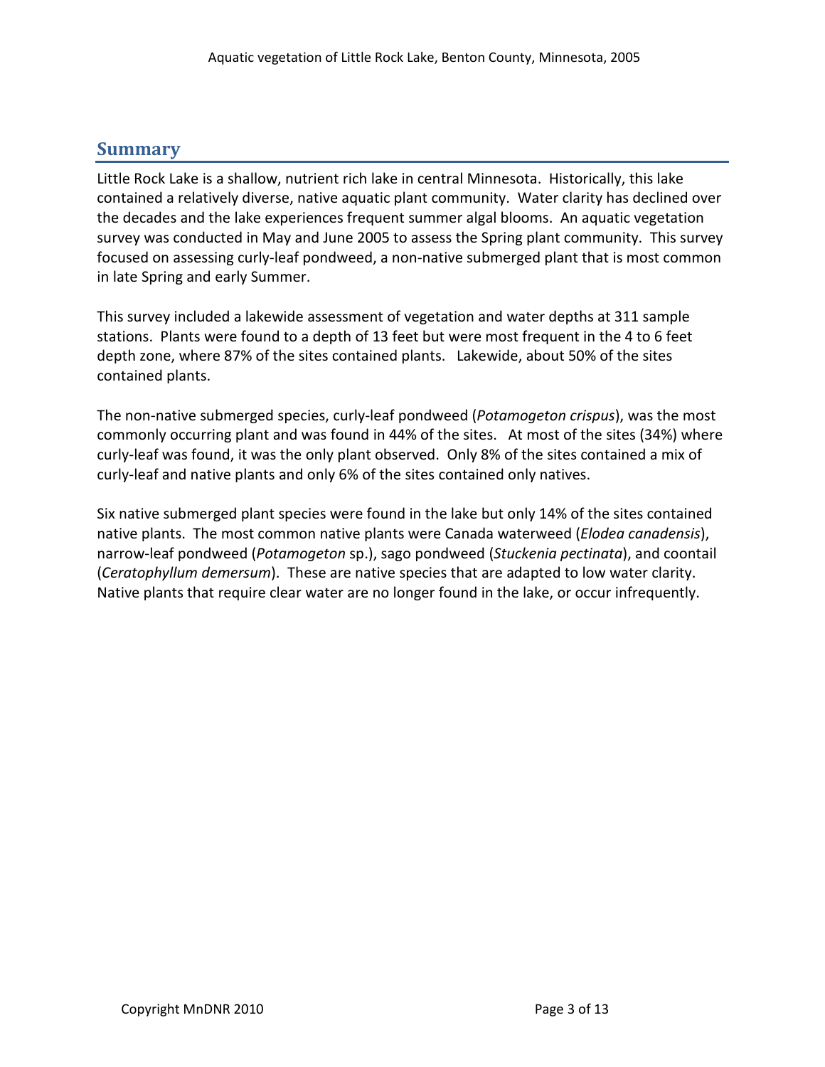## Summary

Little Rock Lake is a shallow, nutrient rich lake in central Minnesota. Historically, this lake contained a relatively diverse, native aquatic plant community. Water clarity has declined over the decades and the lake experiences frequent summer algal blooms. An aquatic vegetation survey was conducted in May and June 2005 to assess the Spring plant community. This survey focused on assessing curly-leaf pondweed, a non-native submerged plant that is most common in late Spring and early Summer.

This survey included a lakewide assessment of vegetation and water depths at 311 sample stations. Plants were found to a depth of 13 feet but were most frequent in the 4 to 6 feet depth zone, where 87% of the sites contained plants. Lakewide, about 50% of the sites contained plants.

The non-native submerged species, curly-leaf pondweed (*Potamogeton crispus*), was the most commonly occurring plant and was found in 44% of the sites. At most of the sites (34%) where curly-leaf was found, it was the only plant observed. Only 8% of the sites contained a mix of curly-leaf and native plants and only 6% of the sites contained only natives.

Six native submerged plant species were found in the lake but only 14% of the sites contained native plants. The most common native plants were Canada waterweed (*Elodea canadensis*), narrow-leaf pondweed (*Potamogeton* sp.), sago pondweed (*Stuckenia pectinata*), and coontail (*Ceratophyllum demersum*). These are native species that are adapted to low water clarity. Native plants that require clear water are no longer found in the lake, or occur infrequently.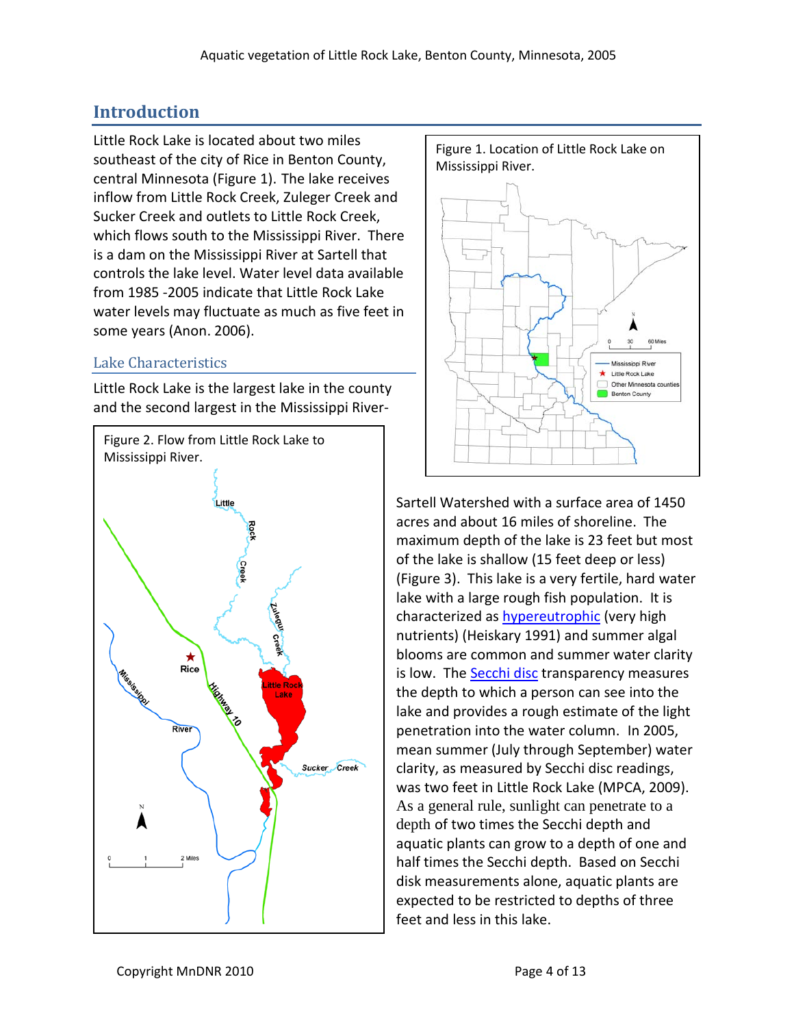## Introduction

Little Rock Lake is located about two miles southeast of the city of Rice in Benton County, central Minnesota (Figure 1). The lake receives inflow from Little Rock Creek, Zuleger Creek and Sucker Creek and outlets to Little Rock Creek, which flows south to the Mississippi River. There is a dam on the Mississippi River at Sartell that controls the lake level. Water level data available from 1985 -2005 indicate that Little Rock Lake water levels may fluctuate as much as five feet in some years (Anon. 2006).

### Lake Characteristics

Little Rock Lake is the largest lake in the county and the second largest in the Mississippi River-Sartell Watershed with a surface area of 1450 acres and about 16 miles of shoreline. The maximum depth of the lake is 23 feet but most of the lake is shallow (15 feet deep or less) (Figure 3). This lake is a very fertile, hard water lake with a large rough fish population. It is characterized as hypereutrophic (very high nutrients) (Heiskary 1991) and summer algal blooms are common and summer water clarity is low. The Secchi disc transparency measures the depth to which a person can see into the lake and provides a rough estimate of the light penetration into the water column. In 2005, mean summer (July through September) water clarity, as measured by Secchi disc readings, was two feet in Little Rock Lake (MPCA, 2009). As a general rule, sunlight can penetrate to a depth of two times the Secchi depth and aquatic plants can grow to a depth of one and half times the Secchi depth. Based on Secchi disk measurements alone, aquatic plants are expected to be restricted to depths of three feet and less in this lake.

Figure 1. Location of Little Rock Lake on Mississippi River.

Figure 2. Flow from Little Rock Lake to Mississippi River.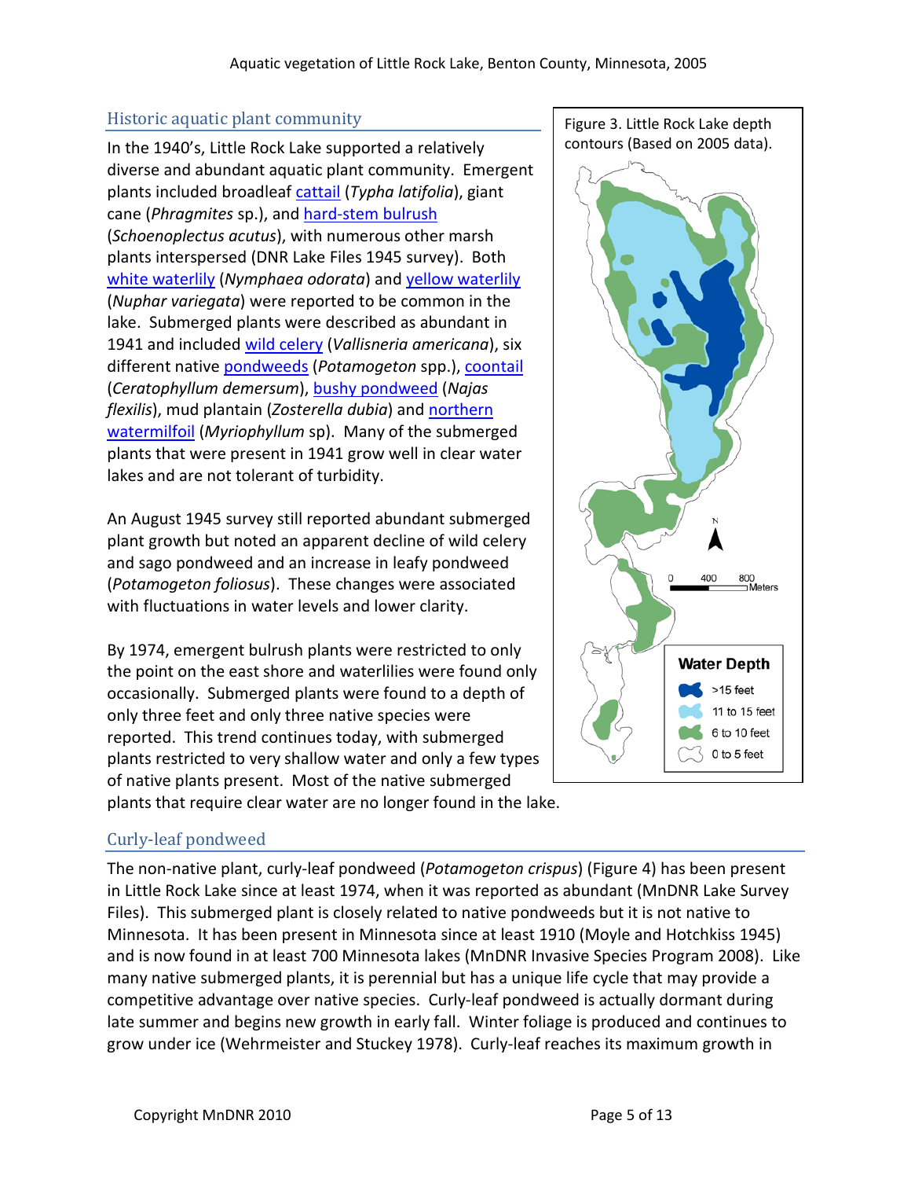## Historic aquatic plant community

In the 1940's, Little Rock Lake supported a relatively diverse and abundant aquatic plant community. Emergent plants included broadleaf cattail (*Typha latifolia*), giant cane (*Phragmites* sp.), and hard-stem bulrush (*Schoenoplectus acutus*), with numerous other marsh plants interspersed (DNR Lake Files 1945 survey). Both white waterlily (*Nymphaea odorata*) and yellow waterlily (*Nuphar variegata*) were reported to be common in the lake. Submerged plants were described as abundant in 1941 and included wild celery (*Vallisneria americana*), six different native pondweeds (*Potamogeton* spp.), coontail (*Ceratophyllum demersum*), bushy pondweed (*Najas flexilis*), mud plantain (*Zosterella dubia*) and northern watermilfoil (*Myriophyllum* sp). Many of the submerged plants that were present in 1941 grow well in clear water lakes and are not tolerant of turbidity.

An August 1945 survey still reported abundant submerged plant growth but noted an apparent decline of wild celery and sago pondweed and an increase in leafy pondweed (*Potamogeton foliosus*). These changes were associated with fluctuations in water levels and lower clarity.

By 1974, emergent bulrush plants were restricted to only the point on the east shore and waterlilies were found only occasionally. Submerged plants were found to a depth of only three feet and only three native species were reported. This trend continues today, with submerged plants restricted to very shallow water and only a few types of native plants present. Most of the native submerged plants that require clear water are no longer found in the lake.

Figure 3. Little Rock Lake depth contours (Based on 2005 data).

## Curly-leaf pondweed

The non-native plant, curly-leaf pondweed (*Potamogeton crispus*) (Figure 4) has been present in Little Rock Lake since at least 1974, when it was reported as abundant (MnDNR Lake Survey Files). This submerged plant is closely related to native pondweeds but it is not native to Minnesota. It has been present in Minnesota since at least 1910 (Moyle and Hotchkiss 1945) and is now found in at least 700 Minnesota lakes (MnDNR Invasive Species Program 2008). Like many native submerged plants, it is perennial but has a unique life cycle that may provide a competitive advantage over native species. Curly-leaf pondweed is actually dormant during late summer and begins new growth in early fall. Winter foliage is produced and continues to grow under ice (Wehrmeister and Stuckey 1978). Curly-leaf reaches its maximum growth in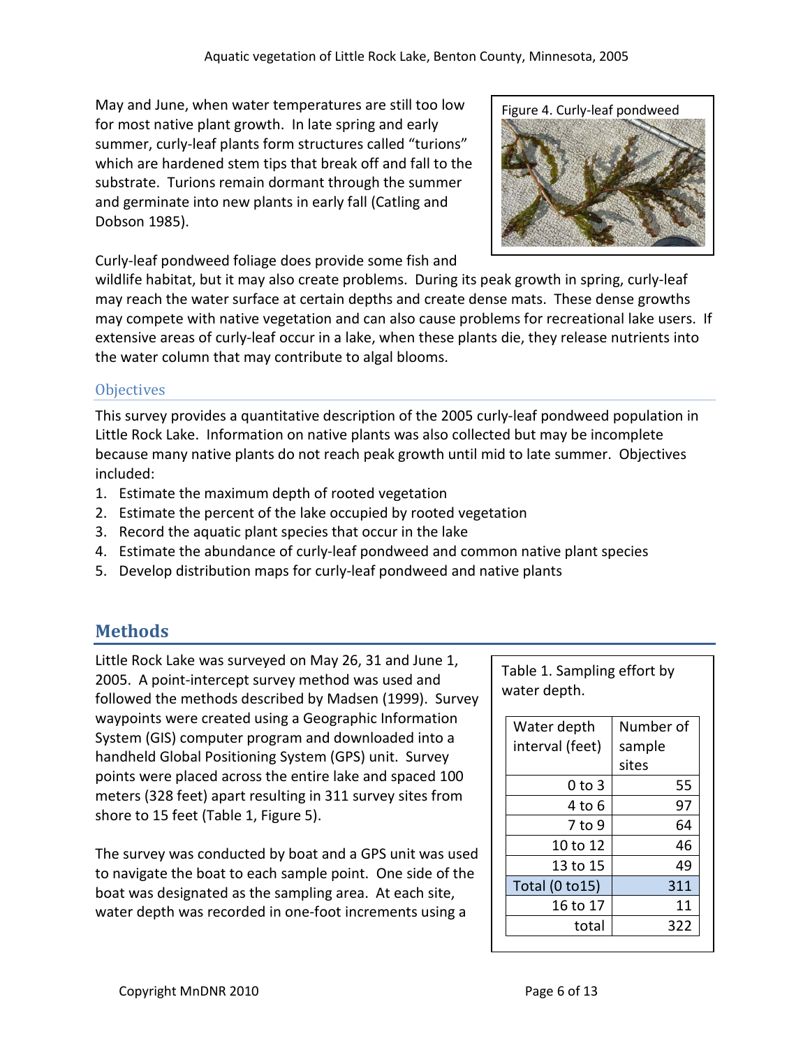May and June, when water temperatures are still too low for most native plant growth. In late spring and early summer, curly-leaf plants form structures called "turions" which are hardened stem tips that break off and fall to the substrate. Turions remain dormant through the summer and germinate into new plants in early fall (Catling and Dobson 1985).

Figure 4. Curly-leaf pondweed

Curly-leaf pondweed foliage does provide some fish and wildlife habitat, but it may also create problems. During its peak growth in spring, curly-leaf may reach the water surface at certain depths and create dense mats. These dense growths may compete with native vegetation and can also cause problems for recreational lake users. If extensive areas of curly-leaf occur in a lake, when these plants die, they release nutrients into the water column that may contribute to algal blooms.

### Objectives

This survey provides a quantitative description of the 2005 curly-leaf pondweed population in Little Rock Lake. Information on native plants was also collected but may be incomplete because many native plants do not reach peak growth until mid to late summer. Objectives included:

1. Estimate the maximum depth of rooted vegetation
2. Estimate the percent of the lake occupied by rooted vegetation
3. Record the aquatic plant species that occur in the lake
4. Estimate the abundance of curly-leaf pondweed and common native plant species
5. Develop distribution maps for curly-leaf pondweed and native plants

## Methods

Little Rock Lake was surveyed on May 26, 31 and June 1, 2005. A point-intercept survey method was used and followed the methods described by Madsen (1999). Survey waypoints were created using a Geographic Information System (GIS) computer program and downloaded into a handheld Global Positioning System (GPS) unit. Survey points were placed across the entire lake and spaced 100 meters (328 feet) apart resulting in 311 survey sites from shore to 15 feet (Table 1, Figure 5).

Table 1. Sampling effort by water depth.

| Water depth interval (feet) | Number of sample sites |
|---|---|
| 0 to 3 | 55 |
| 4 to 6 | 97 |
| 7 to 9 | 64 |
| 10 to 12 | 46 |
| 13 to 15 | 49 |
| Total (0 to15) | 311 |
| 16 to 17 | 11 |
| total | 322 |

The survey was conducted by boat and a GPS unit was used to navigate the boat to each sample point. One side of the boat was designated as the sampling area. At each site, water depth was recorded in one-foot increments using a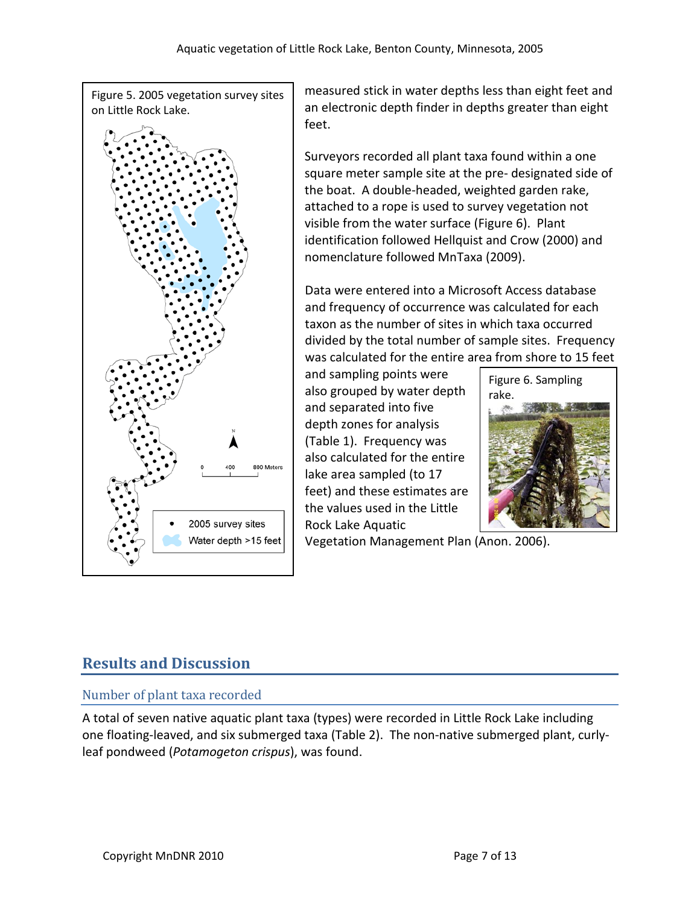Figure 5. 2005 vegetation survey sites on Little Rock Lake.

measured stick in water depths less than eight feet and an electronic depth finder in depths greater than eight feet.

Surveyors recorded all plant taxa found within a one square meter sample site at the pre- designated side of the boat. A double-headed, weighted garden rake, attached to a rope is used to survey vegetation not visible from the water surface (Figure 6). Plant identification followed Hellquist and Crow (2000) and nomenclature followed MnTaxa (2009).

Data were entered into a Microsoft Access database and frequency of occurrence was calculated for each taxon as the number of sites in which taxa occurred divided by the total number of sample sites. Frequency was calculated for the entire area from shore to 15 feet and sampling points were also grouped by water depth and separated into five depth zones for analysis (Table 1). Frequency was also calculated for the entire lake area sampled (to 17 feet) and these estimates are the values used in the Little Rock Lake Aquatic Vegetation Management Plan (Anon. 2006).

Figure 6. Sampling rake.

## Results and Discussion

### Number of plant taxa recorded

A total of seven native aquatic plant taxa (types) were recorded in Little Rock Lake including one floating-leaved, and six submerged taxa (Table 2). The non-native submerged plant, curly-leaf pondweed (*Potamogeton crispus*), was found.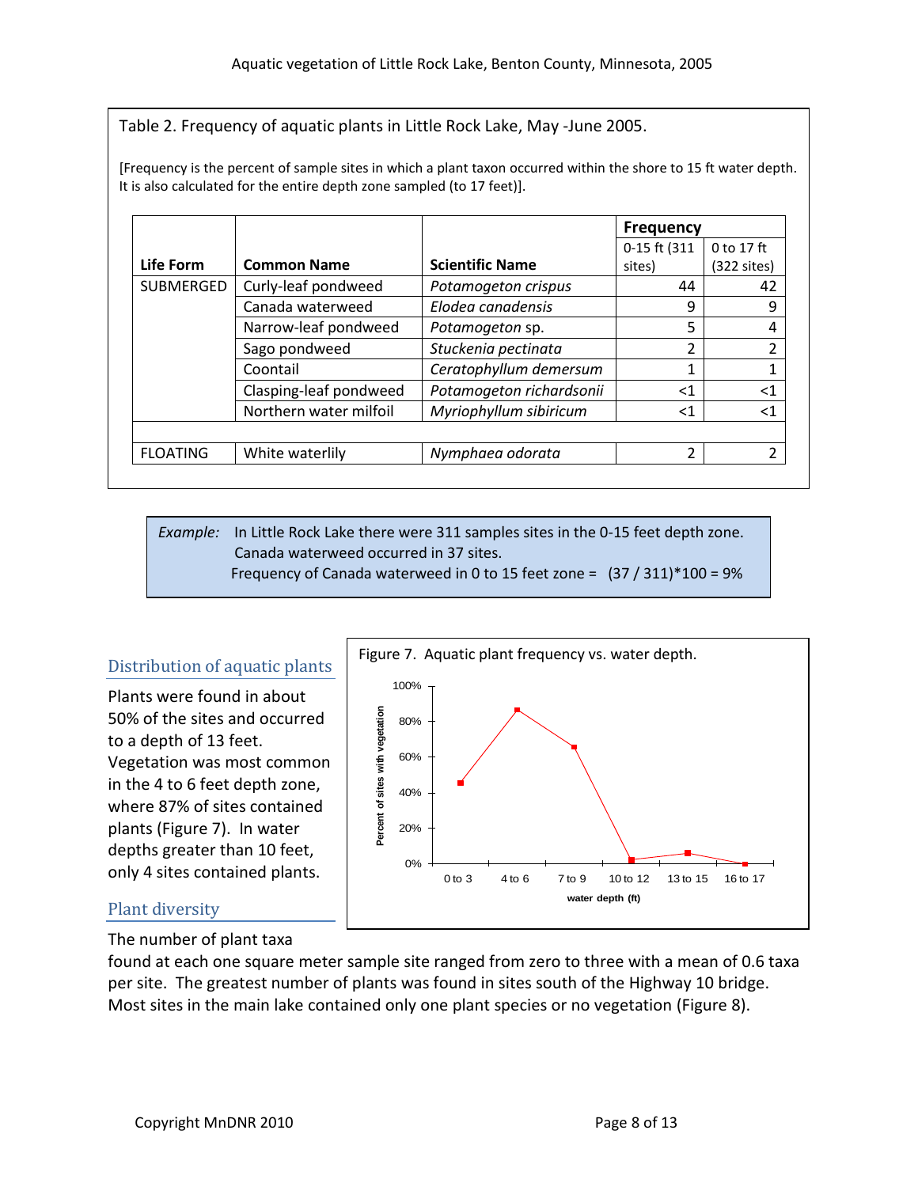Table 2. Frequency of aquatic plants in Little Rock Lake, May -June 2005.

[Frequency is the percent of sample sites in which a plant taxon occurred within the shore to 15 ft water depth. It is also calculated for the entire depth zone sampled (to 17 feet)].

| Life Form | Common Name | Scientific Name | Frequency | |
|---|---|---|---|---|
| | | | 0-15 ft (311 sites) | 0 to 17 ft (322 sites) |
| SUBMERGED | Curly-leaf pondweed | *Potamogeton crispus* | 44 | 42 |
| | Canada waterweed | *Elodea canadensis* | 9 | 9 |
| | Narrow-leaf pondweed | *Potamogeton* sp. | 5 | 4 |
| | Sago pondweed | *Stuckenia pectinata* | 2 | 2 |
| | Coontail | *Ceratophyllum demersum* | 1 | 1 |
| | Clasping-leaf pondweed | *Potamogeton richardsonii* | <1 | <1 |
| | Northern water milfoil | *Myriophyllum sibiricum* | <1 | <1 |
| | | | | |
| FLOATING | White waterlily | *Nymphaea odorata* | 2 | 2 |

*Example:* In Little Rock Lake there were 311 samples sites in the 0-15 feet depth zone. Canada waterweed occurred in 37 sites.
Frequency of Canada waterweed in 0 to 15 feet zone = (37 / 311)*100 = 9%

## Distribution of aquatic plants

Plants were found in about 50% of the sites and occurred to a depth of 13 feet. Vegetation was most common in the 4 to 6 feet depth zone, where 87% of sites contained plants (Figure 7). In water depths greater than 10 feet, only 4 sites contained plants.

Figure 7. Aquatic plant frequency vs. water depth.

## Plant diversity

The number of plant taxa found at each one square meter sample site ranged from zero to three with a mean of 0.6 taxa per site. The greatest number of plants was found in sites south of the Highway 10 bridge. Most sites in the main lake contained only one plant species or no vegetation (Figure 8).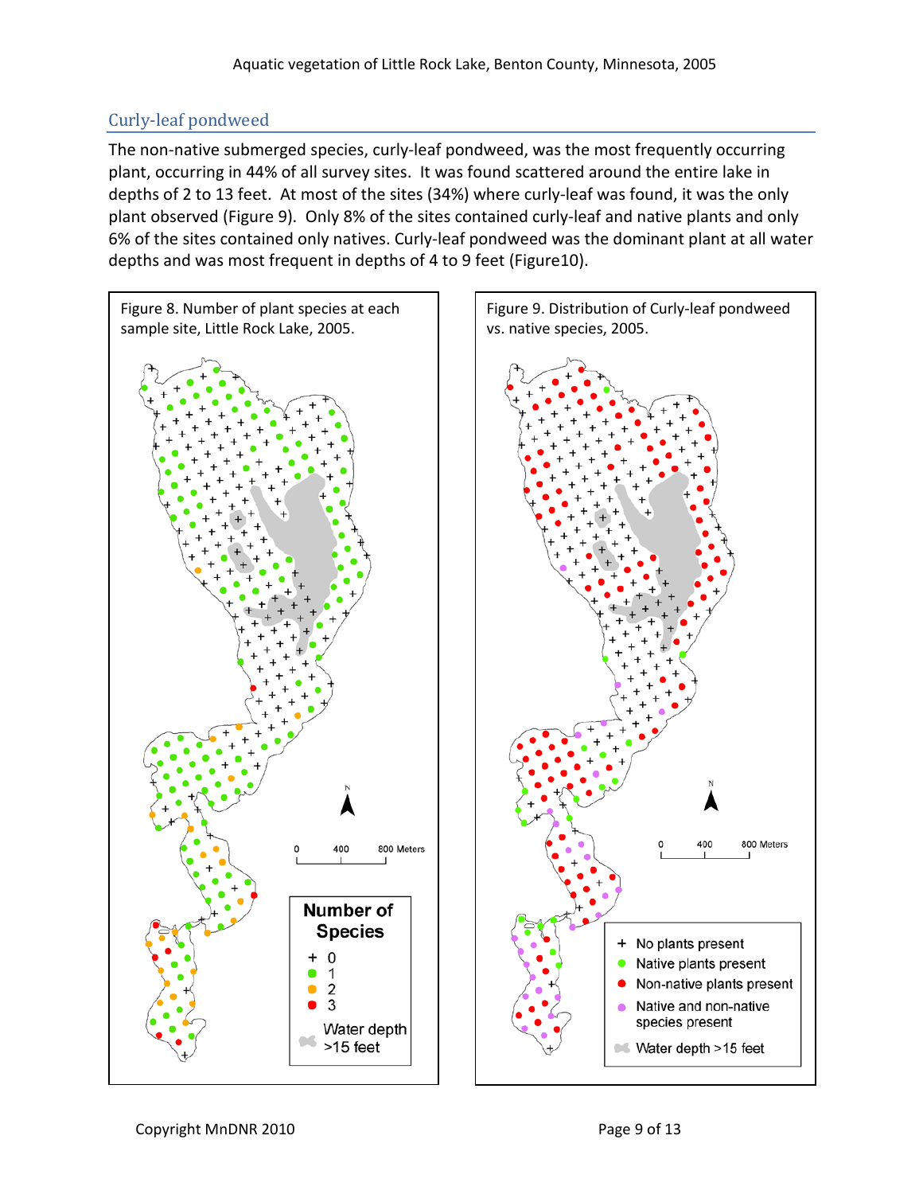## Curly-leaf pondweed

The non-native submerged species, curly-leaf pondweed, was the most frequently occurring plant, occurring in 44% of all survey sites. It was found scattered around the entire lake in depths of 2 to 13 feet. At most of the sites (34%) where curly-leaf was found, it was the only plant observed (Figure 9). Only 8% of the sites contained curly-leaf and native plants and only 6% of the sites contained only natives. Curly-leaf pondweed was the dominant plant at all water depths and was most frequent in depths of 4 to 9 feet (Figure10).

Figure 8. Number of plant species at each sample site, Little Rock Lake, 2005.

Figure 9. Distribution of Curly-leaf pondweed vs. native species, 2005.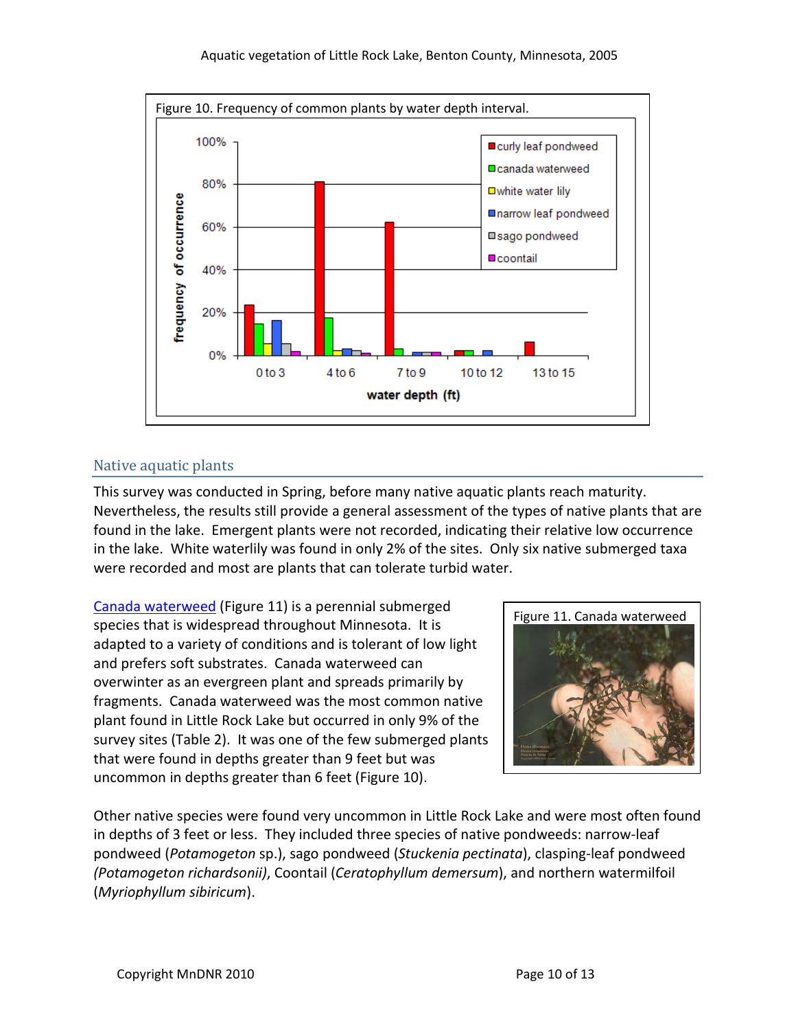Figure 10. Frequency of common plants by water depth interval.

## Native aquatic plants

This survey was conducted in Spring, before many native aquatic plants reach maturity. Nevertheless, the results still provide a general assessment of the types of native plants that are found in the lake. Emergent plants were not recorded, indicating their relative low occurrence in the lake. White waterlily was found in only 2% of the sites. Only six native submerged taxa were recorded and most are plants that can tolerate turbid water.

Canada waterweed (Figure 11) is a perennial submerged species that is widespread throughout Minnesota. It is adapted to a variety of conditions and is tolerant of low light and prefers soft substrates. Canada waterweed can overwinter as an evergreen plant and spreads primarily by fragments. Canada waterweed was the most common native plant found in Little Rock Lake but occurred in only 9% of the survey sites (Table 2). It was one of the few submerged plants that were found in depths greater than 9 feet but was uncommon in depths greater than 6 feet (Figure 10).

Figure 11. Canada waterweed

Other native species were found very uncommon in Little Rock Lake and were most often found in depths of 3 feet or less. They included three species of native pondweeds: narrow-leaf pondweed (*Potamogeton* sp.), sago pondweed (*Stuckenia pectinata*), clasping-leaf pondweed *(Potamogeton richardsonii)*, Coontail (*Ceratophyllum demersum*), and northern watermilfoil (*Myriophyllum sibiricum*).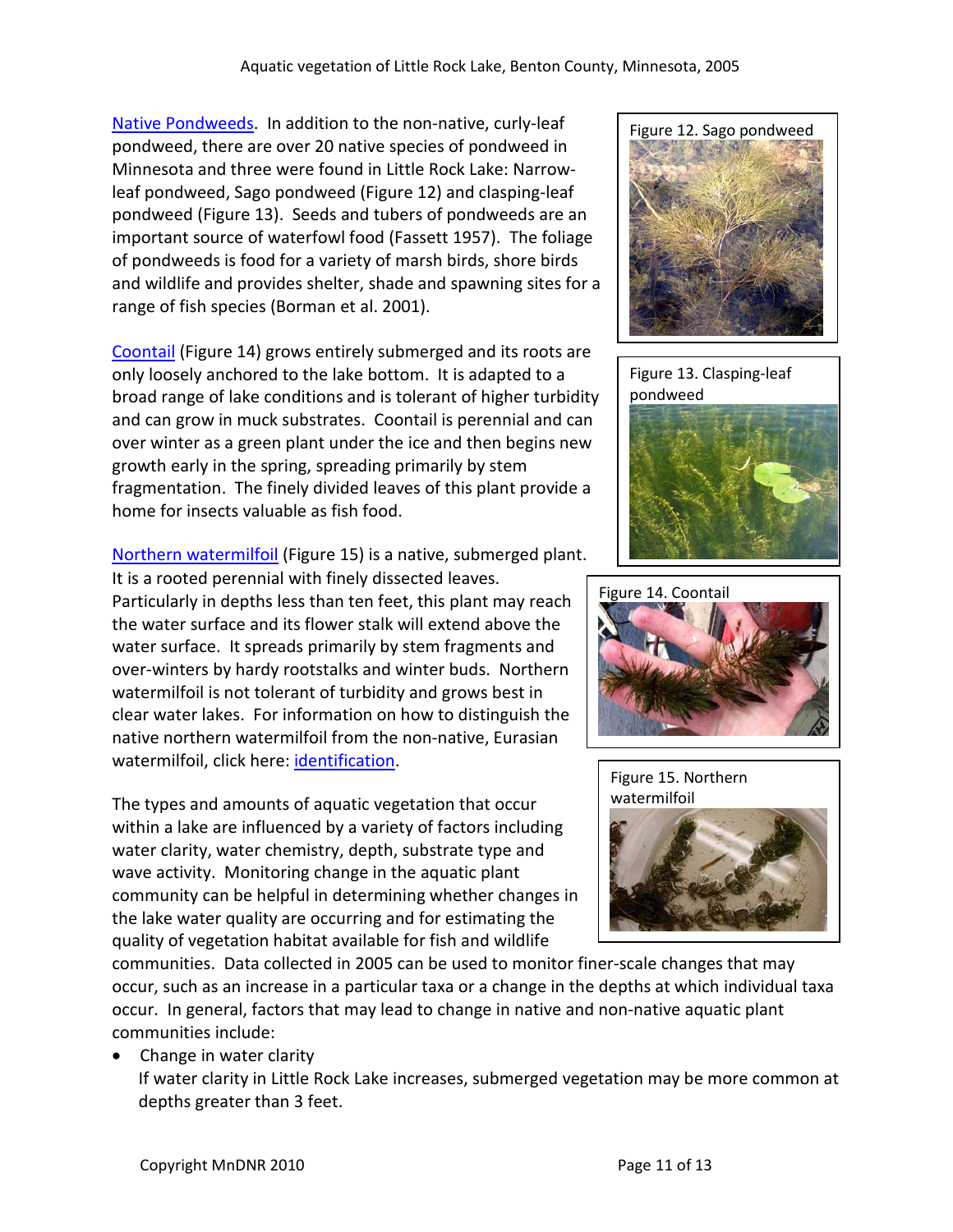Native Pondweeds. In addition to the non-native, curly-leaf pondweed, there are over 20 native species of pondweed in Minnesota and three were found in Little Rock Lake: Narrow-leaf pondweed, Sago pondweed (Figure 12) and clasping-leaf pondweed (Figure 13). Seeds and tubers of pondweeds are an important source of waterfowl food (Fassett 1957). The foliage of pondweeds is food for a variety of marsh birds, shore birds and wildlife and provides shelter, shade and spawning sites for a range of fish species (Borman et al. 2001).

Figure 12. Sago pondweed

Figure 13. Clasping-leaf pondweed

Coontail (Figure 14) grows entirely submerged and its roots are only loosely anchored to the lake bottom. It is adapted to a broad range of lake conditions and is tolerant of higher turbidity and can grow in muck substrates. Coontail is perennial and can over winter as a green plant under the ice and then begins new growth early in the spring, spreading primarily by stem fragmentation. The finely divided leaves of this plant provide a home for insects valuable as fish food.

Figure 14. Coontail

Northern watermilfoil (Figure 15) is a native, submerged plant. It is a rooted perennial with finely dissected leaves. Particularly in depths less than ten feet, this plant may reach the water surface and its flower stalk will extend above the water surface. It spreads primarily by stem fragments and over-winters by hardy rootstalks and winter buds. Northern watermilfoil is not tolerant of turbidity and grows best in clear water lakes. For information on how to distinguish the native northern watermilfoil from the non-native, Eurasian watermilfoil, click here: identification.

Figure 15. Northern watermilfoil

The types and amounts of aquatic vegetation that occur within a lake are influenced by a variety of factors including water clarity, water chemistry, depth, substrate type and wave activity. Monitoring change in the aquatic plant community can be helpful in determining whether changes in the lake water quality are occurring and for estimating the quality of vegetation habitat available for fish and wildlife communities. Data collected in 2005 can be used to monitor finer-scale changes that may occur, such as an increase in a particular taxa or a change in the depths at which individual taxa occur. In general, factors that may lead to change in native and non-native aquatic plant communities include:

- Change in water clarity
  If water clarity in Little Rock Lake increases, submerged vegetation may be more common at depths greater than 3 feet.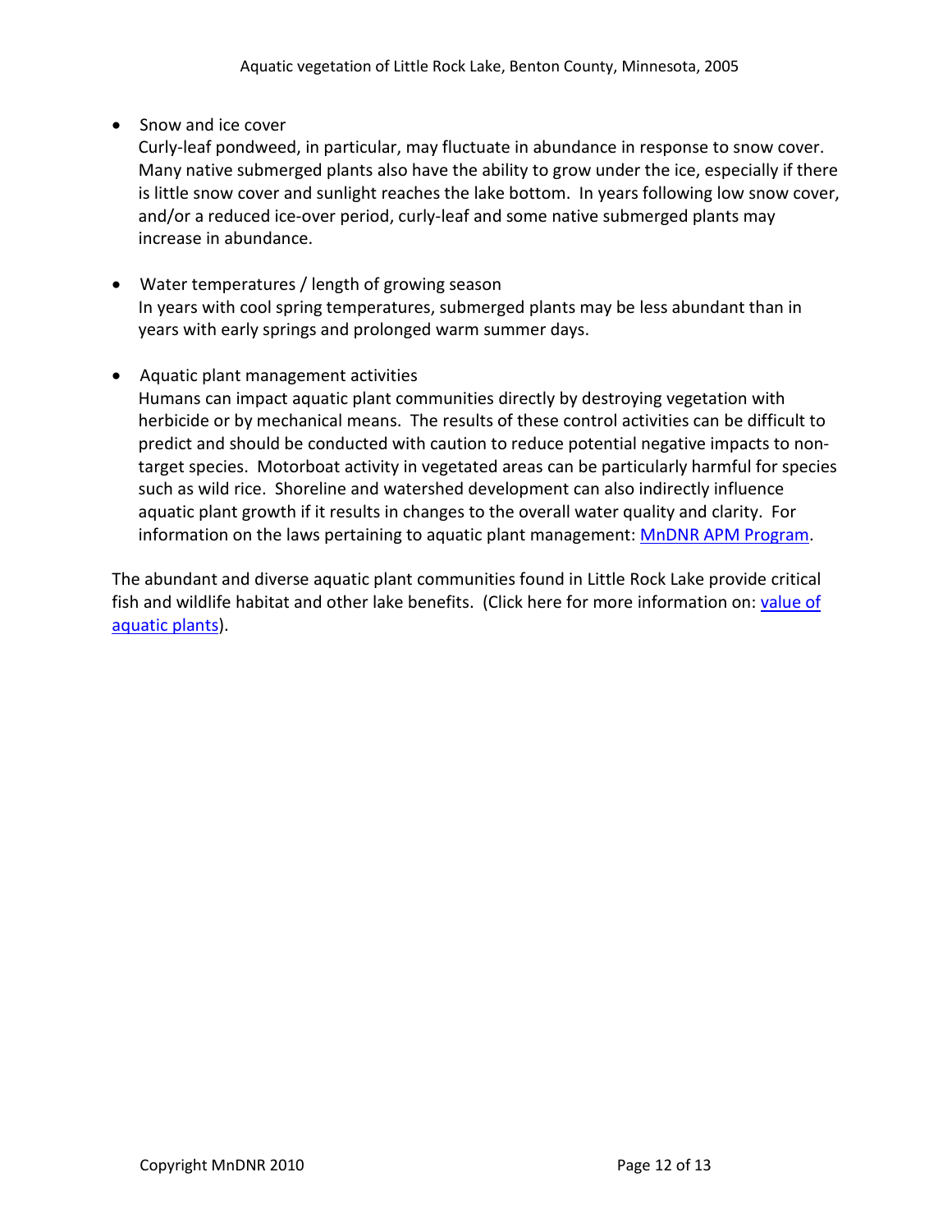- Snow and ice cover
  Curly-leaf pondweed, in particular, may fluctuate in abundance in response to snow cover. Many native submerged plants also have the ability to grow under the ice, especially if there is little snow cover and sunlight reaches the lake bottom. In years following low snow cover, and/or a reduced ice-over period, curly-leaf and some native submerged plants may increase in abundance.

- Water temperatures / length of growing season
  In years with cool spring temperatures, submerged plants may be less abundant than in years with early springs and prolonged warm summer days.

- Aquatic plant management activities
  Humans can impact aquatic plant communities directly by destroying vegetation with herbicide or by mechanical means. The results of these control activities can be difficult to predict and should be conducted with caution to reduce potential negative impacts to non-target species. Motorboat activity in vegetated areas can be particularly harmful for species such as wild rice. Shoreline and watershed development can also indirectly influence aquatic plant growth if it results in changes to the overall water quality and clarity. For information on the laws pertaining to aquatic plant management: MnDNR APM Program.

The abundant and diverse aquatic plant communities found in Little Rock Lake provide critical fish and wildlife habitat and other lake benefits. (Click here for more information on: value of aquatic plants).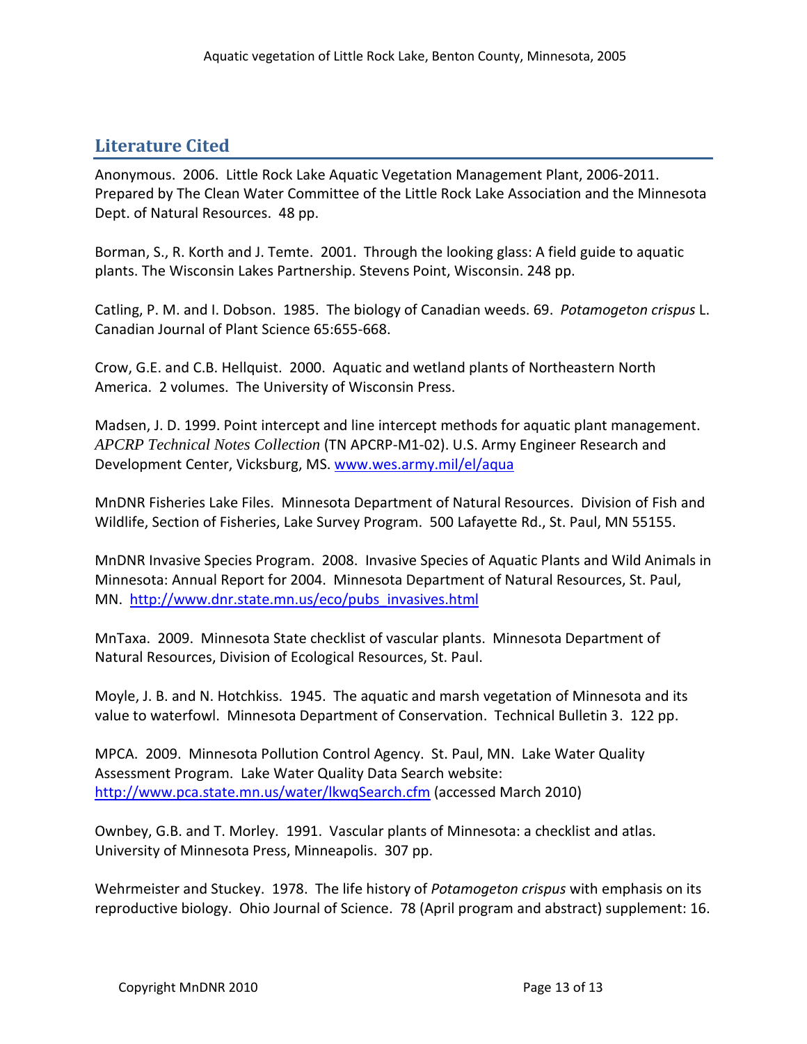## Literature Cited

Anonymous. 2006. Little Rock Lake Aquatic Vegetation Management Plant, 2006-2011. Prepared by The Clean Water Committee of the Little Rock Lake Association and the Minnesota Dept. of Natural Resources. 48 pp.

Borman, S., R. Korth and J. Temte. 2001. Through the looking glass: A field guide to aquatic plants. The Wisconsin Lakes Partnership. Stevens Point, Wisconsin. 248 pp.

Catling, P. M. and I. Dobson. 1985. The biology of Canadian weeds. 69. *Potamogeton crispus* L. Canadian Journal of Plant Science 65:655-668.

Crow, G.E. and C.B. Hellquist. 2000. Aquatic and wetland plants of Northeastern North America. 2 volumes. The University of Wisconsin Press.

Madsen, J. D. 1999. Point intercept and line intercept methods for aquatic plant management. *APCRP Technical Notes Collection* (TN APCRP-M1-02). U.S. Army Engineer Research and Development Center, Vicksburg, MS. www.wes.army.mil/el/aqua

MnDNR Fisheries Lake Files. Minnesota Department of Natural Resources. Division of Fish and Wildlife, Section of Fisheries, Lake Survey Program. 500 Lafayette Rd., St. Paul, MN 55155.

MnDNR Invasive Species Program. 2008. Invasive Species of Aquatic Plants and Wild Animals in Minnesota: Annual Report for 2004. Minnesota Department of Natural Resources, St. Paul, MN. http://www.dnr.state.mn.us/eco/pubs_invasives.html

MnTaxa. 2009. Minnesota State checklist of vascular plants. Minnesota Department of Natural Resources, Division of Ecological Resources, St. Paul.

Moyle, J. B. and N. Hotchkiss. 1945. The aquatic and marsh vegetation of Minnesota and its value to waterfowl. Minnesota Department of Conservation. Technical Bulletin 3. 122 pp.

MPCA. 2009. Minnesota Pollution Control Agency. St. Paul, MN. Lake Water Quality Assessment Program. Lake Water Quality Data Search website: http://www.pca.state.mn.us/water/lkwqSearch.cfm (accessed March 2010)

Ownbey, G.B. and T. Morley. 1991. Vascular plants of Minnesota: a checklist and atlas. University of Minnesota Press, Minneapolis. 307 pp.

Wehrmeister and Stuckey. 1978. The life history of *Potamogeton crispus* with emphasis on its reproductive biology. Ohio Journal of Science. 78 (April program and abstract) supplement: 16.